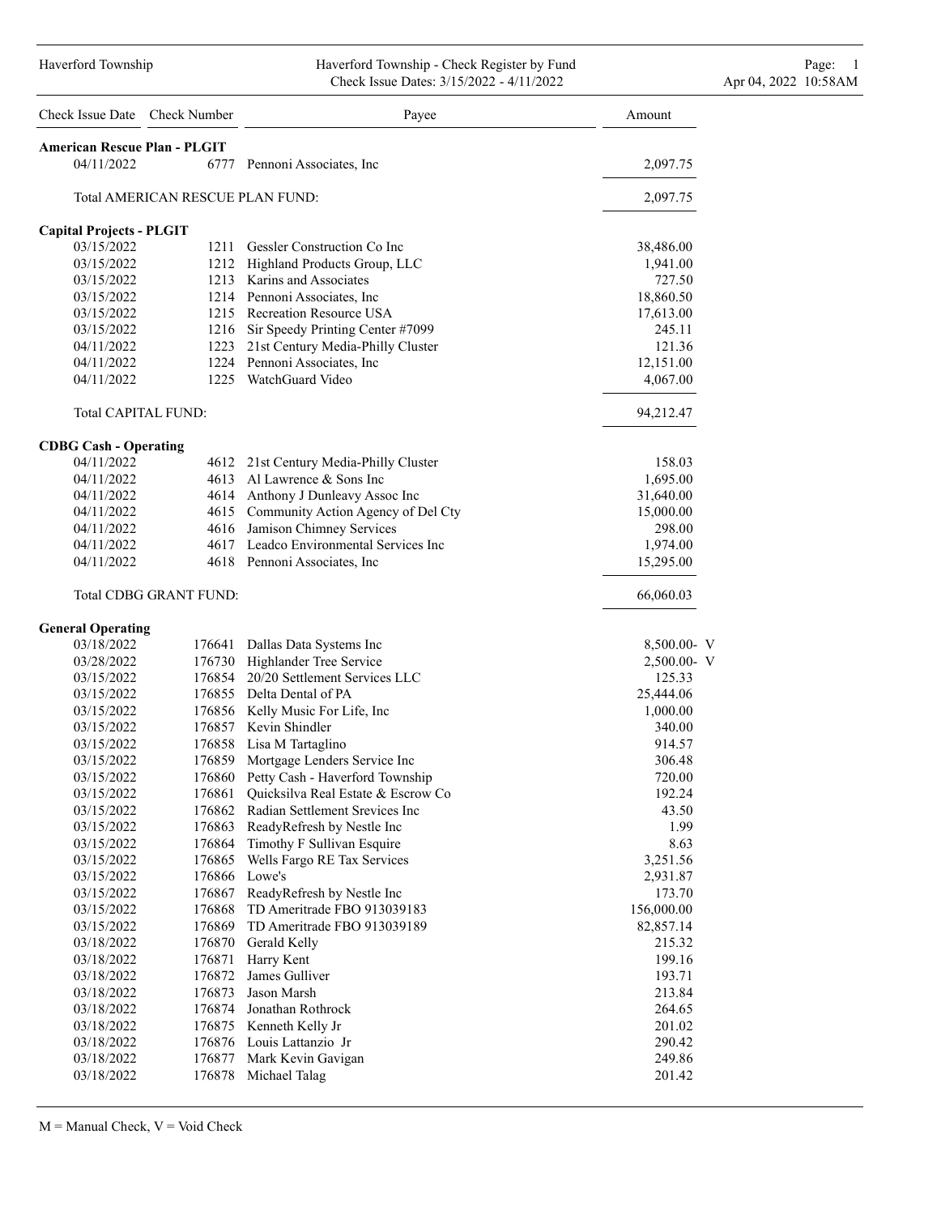# Haverford Township - Check Register by Fund

Check Issue Dates: 3/15/2022 - 4/11/2022

Haverford Township

Apr 04, 2022 10:58AM

| Check Issue Date | Check Number | Payee | Amount |
|---|---|---|---|
| **American Rescue Plan - PLGIT** | | | |
| 04/11/2022 | 6777 | Pennoni Associates, Inc | 2,097.75 |
| Total AMERICAN RESCUE PLAN FUND: | | | 2,097.75 |
| **Capital Projects - PLGIT** | | | |
| 03/15/2022 | 1211 | Gessler Construction Co Inc | 38,486.00 |
| 03/15/2022 | 1212 | Highland Products Group, LLC | 1,941.00 |
| 03/15/2022 | 1213 | Karins and Associates | 727.50 |
| 03/15/2022 | 1214 | Pennoni Associates, Inc | 18,860.50 |
| 03/15/2022 | 1215 | Recreation Resource USA | 17,613.00 |
| 03/15/2022 | 1216 | Sir Speedy Printing Center #7099 | 245.11 |
| 04/11/2022 | 1223 | 21st Century Media-Philly Cluster | 121.36 |
| 04/11/2022 | 1224 | Pennoni Associates, Inc | 12,151.00 |
| 04/11/2022 | 1225 | WatchGuard Video | 4,067.00 |
| Total CAPITAL FUND: | | | 94,212.47 |
| **CDBG Cash - Operating** | | | |
| 04/11/2022 | 4612 | 21st Century Media-Philly Cluster | 158.03 |
| 04/11/2022 | 4613 | Al Lawrence & Sons Inc | 1,695.00 |
| 04/11/2022 | 4614 | Anthony J Dunleavy Assoc Inc | 31,640.00 |
| 04/11/2022 | 4615 | Community Action Agency of Del Cty | 15,000.00 |
| 04/11/2022 | 4616 | Jamison Chimney Services | 298.00 |
| 04/11/2022 | 4617 | Leadco Environmental Services Inc | 1,974.00 |
| 04/11/2022 | 4618 | Pennoni Associates, Inc | 15,295.00 |
| Total CDBG GRANT FUND: | | | 66,060.03 |
| **General Operating** | | | |
| 03/18/2022 | 176641 | Dallas Data Systems Inc | 8,500.00- V |
| 03/28/2022 | 176730 | Highlander Tree Service | 2,500.00- V |
| 03/15/2022 | 176854 | 20/20 Settlement Services LLC | 125.33 |
| 03/15/2022 | 176855 | Delta Dental of PA | 25,444.06 |
| 03/15/2022 | 176856 | Kelly Music For Life, Inc | 1,000.00 |
| 03/15/2022 | 176857 | Kevin Shindler | 340.00 |
| 03/15/2022 | 176858 | Lisa M Tartaglino | 914.57 |
| 03/15/2022 | 176859 | Mortgage Lenders Service Inc | 306.48 |
| 03/15/2022 | 176860 | Petty Cash - Haverford Township | 720.00 |
| 03/15/2022 | 176861 | Quicksilva Real Estate & Escrow Co | 192.24 |
| 03/15/2022 | 176862 | Radian Settlement Srevices Inc | 43.50 |
| 03/15/2022 | 176863 | ReadyRefresh by Nestle Inc | 1.99 |
| 03/15/2022 | 176864 | Timothy F Sullivan Esquire | 8.63 |
| 03/15/2022 | 176865 | Wells Fargo RE Tax Services | 3,251.56 |
| 03/15/2022 | 176866 | Lowe's | 2,931.87 |
| 03/15/2022 | 176867 | ReadyRefresh by Nestle Inc | 173.70 |
| 03/15/2022 | 176868 | TD Ameritrade FBO 913039183 | 156,000.00 |
| 03/15/2022 | 176869 | TD Ameritrade FBO 913039189 | 82,857.14 |
| 03/18/2022 | 176870 | Gerald Kelly | 215.32 |
| 03/18/2022 | 176871 | Harry Kent | 199.16 |
| 03/18/2022 | 176872 | James Gulliver | 193.71 |
| 03/18/2022 | 176873 | Jason Marsh | 213.84 |
| 03/18/2022 | 176874 | Jonathan Rothrock | 264.65 |
| 03/18/2022 | 176875 | Kenneth Kelly Jr | 201.02 |
| 03/18/2022 | 176876 | Louis Lattanzio Jr | 290.42 |
| 03/18/2022 | 176877 | Mark Kevin Gavigan | 249.86 |
| 03/18/2022 | 176878 | Michael Talag | 201.42 |

M = Manual Check, V = Void Check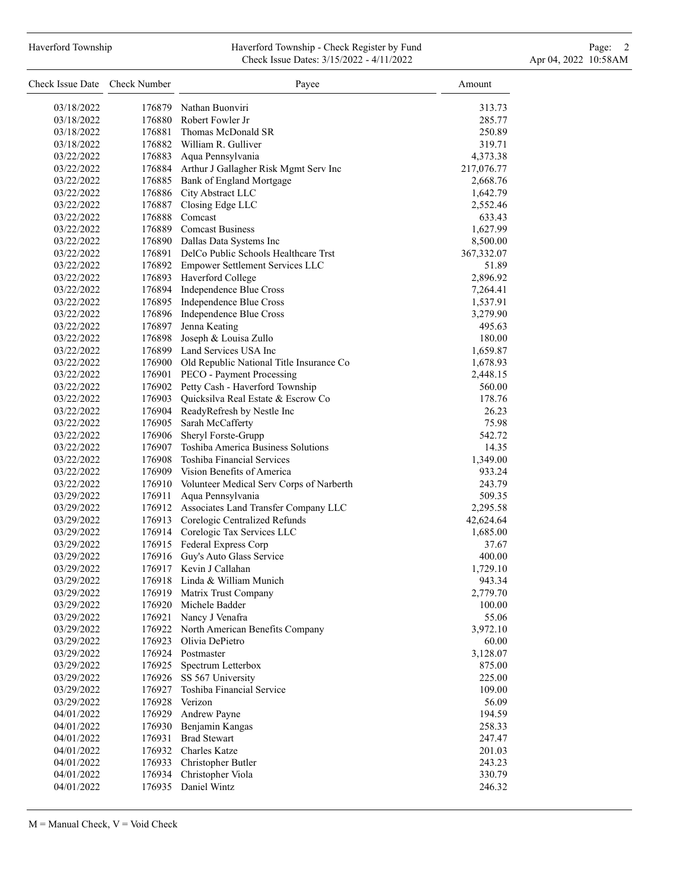| Check Issue Date | Check Number | Payee | Amount |
|---|---|---|---|
| 03/18/2022 | 176879 | Nathan Buonviri | 313.73 |
| 03/18/2022 | 176880 | Robert Fowler Jr | 285.77 |
| 03/18/2022 | 176881 | Thomas McDonald SR | 250.89 |
| 03/18/2022 | 176882 | William R. Gulliver | 319.71 |
| 03/22/2022 | 176883 | Aqua Pennsylvania | 4,373.38 |
| 03/22/2022 | 176884 | Arthur J Gallagher Risk Mgmt Serv Inc | 217,076.77 |
| 03/22/2022 | 176885 | Bank of England Mortgage | 2,668.76 |
| 03/22/2022 | 176886 | City Abstract LLC | 1,642.79 |
| 03/22/2022 | 176887 | Closing Edge LLC | 2,552.46 |
| 03/22/2022 | 176888 | Comcast | 633.43 |
| 03/22/2022 | 176889 | Comcast Business | 1,627.99 |
| 03/22/2022 | 176890 | Dallas Data Systems Inc | 8,500.00 |
| 03/22/2022 | 176891 | DelCo Public Schools Healthcare Trst | 367,332.07 |
| 03/22/2022 | 176892 | Empower Settlement Services LLC | 51.89 |
| 03/22/2022 | 176893 | Haverford College | 2,896.92 |
| 03/22/2022 | 176894 | Independence Blue Cross | 7,264.41 |
| 03/22/2022 | 176895 | Independence Blue Cross | 1,537.91 |
| 03/22/2022 | 176896 | Independence Blue Cross | 3,279.90 |
| 03/22/2022 | 176897 | Jenna Keating | 495.63 |
| 03/22/2022 | 176898 | Joseph & Louisa Zullo | 180.00 |
| 03/22/2022 | 176899 | Land Services USA Inc | 1,659.87 |
| 03/22/2022 | 176900 | Old Republic National Title Insurance Co | 1,678.93 |
| 03/22/2022 | 176901 | PECO - Payment Processing | 2,448.15 |
| 03/22/2022 | 176902 | Petty Cash - Haverford Township | 560.00 |
| 03/22/2022 | 176903 | Quicksilva Real Estate & Escrow Co | 178.76 |
| 03/22/2022 | 176904 | ReadyRefresh by Nestle Inc | 26.23 |
| 03/22/2022 | 176905 | Sarah McCafferty | 75.98 |
| 03/22/2022 | 176906 | Sheryl Forste-Grupp | 542.72 |
| 03/22/2022 | 176907 | Toshiba America Business Solutions | 14.35 |
| 03/22/2022 | 176908 | Toshiba Financial Services | 1,349.00 |
| 03/22/2022 | 176909 | Vision Benefits of America | 933.24 |
| 03/22/2022 | 176910 | Volunteer Medical Serv Corps of Narberth | 243.79 |
| 03/29/2022 | 176911 | Aqua Pennsylvania | 509.35 |
| 03/29/2022 | 176912 | Associates Land Transfer Company LLC | 2,295.58 |
| 03/29/2022 | 176913 | Corelogic Centralized Refunds | 42,624.64 |
| 03/29/2022 | 176914 | Corelogic Tax Services LLC | 1,685.00 |
| 03/29/2022 | 176915 | Federal Express Corp | 37.67 |
| 03/29/2022 | 176916 | Guy's Auto Glass Service | 400.00 |
| 03/29/2022 | 176917 | Kevin J Callahan | 1,729.10 |
| 03/29/2022 | 176918 | Linda & William Munich | 943.34 |
| 03/29/2022 | 176919 | Matrix Trust Company | 2,779.70 |
| 03/29/2022 | 176920 | Michele Badder | 100.00 |
| 03/29/2022 | 176921 | Nancy J Venafra | 55.06 |
| 03/29/2022 | 176922 | North American Benefits Company | 3,972.10 |
| 03/29/2022 | 176923 | Olivia DePietro | 60.00 |
| 03/29/2022 | 176924 | Postmaster | 3,128.07 |
| 03/29/2022 | 176925 | Spectrum Letterbox | 875.00 |
| 03/29/2022 | 176926 | SS 567 University | 225.00 |
| 03/29/2022 | 176927 | Toshiba Financial Service | 109.00 |
| 03/29/2022 | 176928 | Verizon | 56.09 |
| 04/01/2022 | 176929 | Andrew Payne | 194.59 |
| 04/01/2022 | 176930 | Benjamin Kangas | 258.33 |
| 04/01/2022 | 176931 | Brad Stewart | 247.47 |
| 04/01/2022 | 176932 | Charles Katze | 201.03 |
| 04/01/2022 | 176933 | Christopher Butler | 243.23 |
| 04/01/2022 | 176934 | Christopher Viola | 330.79 |
| 04/01/2022 | 176935 | Daniel Wintz | 246.32 |

M = Manual Check, V = Void Check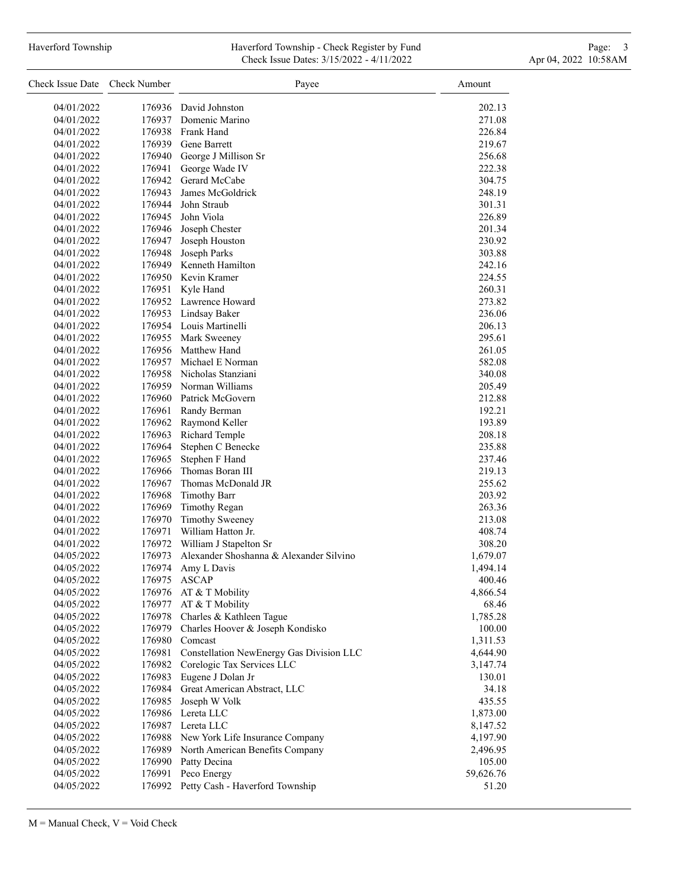| Check Issue Date | Check Number | Payee | Amount |
|---|---|---|---|
| 04/01/2022 | 176936 | David Johnston | 202.13 |
| 04/01/2022 | 176937 | Domenic Marino | 271.08 |
| 04/01/2022 | 176938 | Frank Hand | 226.84 |
| 04/01/2022 | 176939 | Gene Barrett | 219.67 |
| 04/01/2022 | 176940 | George J Millison Sr | 256.68 |
| 04/01/2022 | 176941 | George Wade IV | 222.38 |
| 04/01/2022 | 176942 | Gerard McCabe | 304.75 |
| 04/01/2022 | 176943 | James McGoldrick | 248.19 |
| 04/01/2022 | 176944 | John Straub | 301.31 |
| 04/01/2022 | 176945 | John Viola | 226.89 |
| 04/01/2022 | 176946 | Joseph Chester | 201.34 |
| 04/01/2022 | 176947 | Joseph Houston | 230.92 |
| 04/01/2022 | 176948 | Joseph Parks | 303.88 |
| 04/01/2022 | 176949 | Kenneth Hamilton | 242.16 |
| 04/01/2022 | 176950 | Kevin Kramer | 224.55 |
| 04/01/2022 | 176951 | Kyle Hand | 260.31 |
| 04/01/2022 | 176952 | Lawrence Howard | 273.82 |
| 04/01/2022 | 176953 | Lindsay Baker | 236.06 |
| 04/01/2022 | 176954 | Louis Martinelli | 206.13 |
| 04/01/2022 | 176955 | Mark Sweeney | 295.61 |
| 04/01/2022 | 176956 | Matthew Hand | 261.05 |
| 04/01/2022 | 176957 | Michael E Norman | 582.08 |
| 04/01/2022 | 176958 | Nicholas Stanziani | 340.08 |
| 04/01/2022 | 176959 | Norman Williams | 205.49 |
| 04/01/2022 | 176960 | Patrick McGovern | 212.88 |
| 04/01/2022 | 176961 | Randy Berman | 192.21 |
| 04/01/2022 | 176962 | Raymond Keller | 193.89 |
| 04/01/2022 | 176963 | Richard Temple | 208.18 |
| 04/01/2022 | 176964 | Stephen C Benecke | 235.88 |
| 04/01/2022 | 176965 | Stephen F Hand | 237.46 |
| 04/01/2022 | 176966 | Thomas Boran III | 219.13 |
| 04/01/2022 | 176967 | Thomas McDonald JR | 255.62 |
| 04/01/2022 | 176968 | Timothy Barr | 203.92 |
| 04/01/2022 | 176969 | Timothy Regan | 263.36 |
| 04/01/2022 | 176970 | Timothy Sweeney | 213.08 |
| 04/01/2022 | 176971 | William Hatton Jr. | 408.74 |
| 04/01/2022 | 176972 | William J Stapelton Sr | 308.20 |
| 04/05/2022 | 176973 | Alexander Shoshanna & Alexander Silvino | 1,679.07 |
| 04/05/2022 | 176974 | Amy L Davis | 1,494.14 |
| 04/05/2022 | 176975 | ASCAP | 400.46 |
| 04/05/2022 | 176976 | AT & T Mobility | 4,866.54 |
| 04/05/2022 | 176977 | AT & T Mobility | 68.46 |
| 04/05/2022 | 176978 | Charles & Kathleen Tague | 1,785.28 |
| 04/05/2022 | 176979 | Charles Hoover & Joseph Kondisko | 100.00 |
| 04/05/2022 | 176980 | Comcast | 1,311.53 |
| 04/05/2022 | 176981 | Constellation NewEnergy Gas Division LLC | 4,644.90 |
| 04/05/2022 | 176982 | Corelogic Tax Services LLC | 3,147.74 |
| 04/05/2022 | 176983 | Eugene J Dolan Jr | 130.01 |
| 04/05/2022 | 176984 | Great American Abstract, LLC | 34.18 |
| 04/05/2022 | 176985 | Joseph W Volk | 435.55 |
| 04/05/2022 | 176986 | Lereta LLC | 1,873.00 |
| 04/05/2022 | 176987 | Lereta LLC | 8,147.52 |
| 04/05/2022 | 176988 | New York Life Insurance Company | 4,197.90 |
| 04/05/2022 | 176989 | North American Benefits Company | 2,496.95 |
| 04/05/2022 | 176990 | Patty Decina | 105.00 |
| 04/05/2022 | 176991 | Peco Energy | 59,626.76 |
| 04/05/2022 | 176992 | Petty Cash - Haverford Township | 51.20 |

M = Manual Check, V = Void Check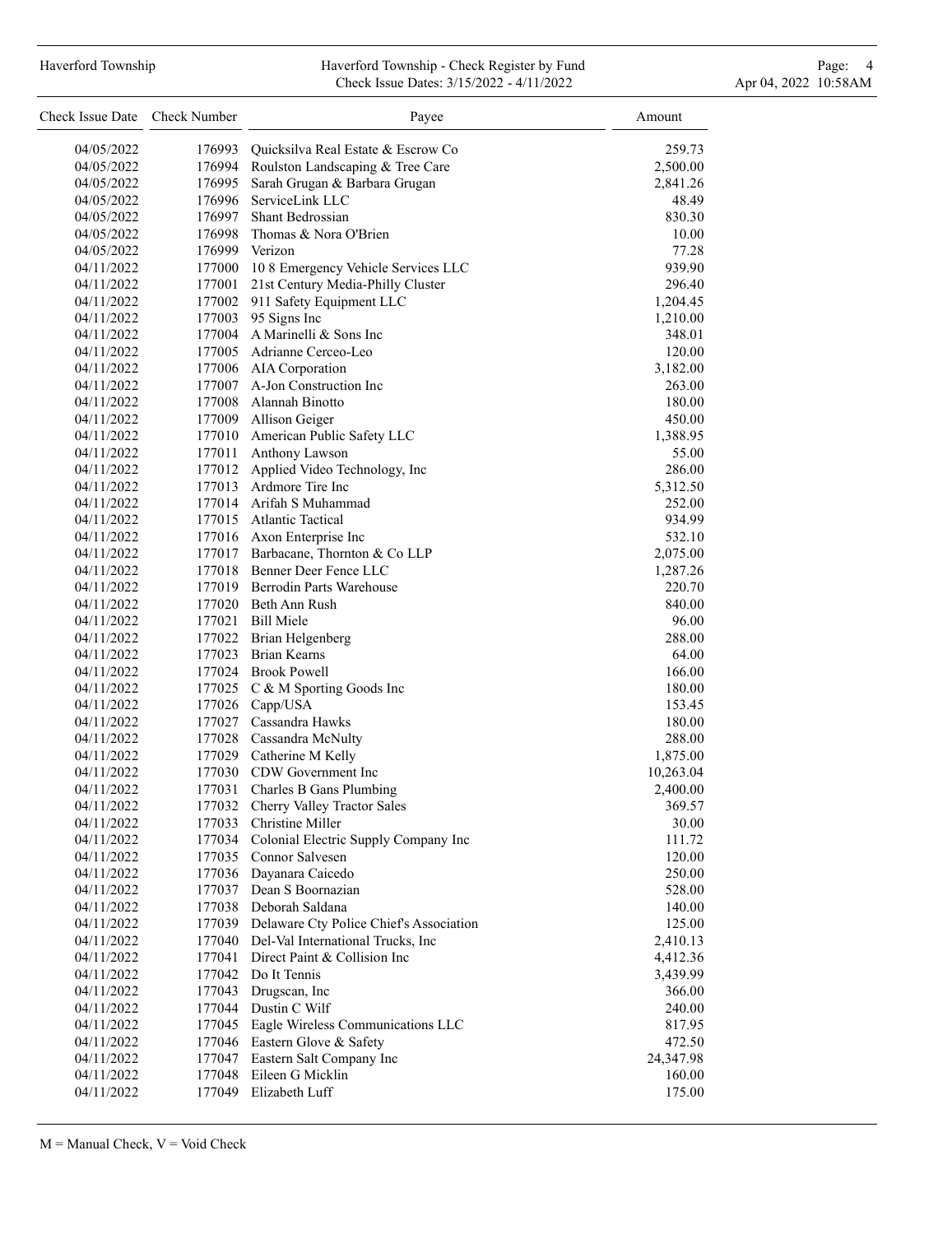| Check Issue Date | Check Number | Payee | Amount |
|---|---|---|---|
| 04/05/2022 | 176993 | Quicksilva Real Estate & Escrow Co | 259.73 |
| 04/05/2022 | 176994 | Roulston Landscaping & Tree Care | 2,500.00 |
| 04/05/2022 | 176995 | Sarah Grugan & Barbara Grugan | 2,841.26 |
| 04/05/2022 | 176996 | ServiceLink LLC | 48.49 |
| 04/05/2022 | 176997 | Shant Bedrossian | 830.30 |
| 04/05/2022 | 176998 | Thomas & Nora O'Brien | 10.00 |
| 04/05/2022 | 176999 | Verizon | 77.28 |
| 04/11/2022 | 177000 | 10 8 Emergency Vehicle Services LLC | 939.90 |
| 04/11/2022 | 177001 | 21st Century Media-Philly Cluster | 296.40 |
| 04/11/2022 | 177002 | 911 Safety Equipment LLC | 1,204.45 |
| 04/11/2022 | 177003 | 95 Signs Inc | 1,210.00 |
| 04/11/2022 | 177004 | A Marinelli & Sons Inc | 348.01 |
| 04/11/2022 | 177005 | Adrianne Cerceo-Leo | 120.00 |
| 04/11/2022 | 177006 | AIA Corporation | 3,182.00 |
| 04/11/2022 | 177007 | A-Jon Construction Inc | 263.00 |
| 04/11/2022 | 177008 | Alannah Binotto | 180.00 |
| 04/11/2022 | 177009 | Allison Geiger | 450.00 |
| 04/11/2022 | 177010 | American Public Safety LLC | 1,388.95 |
| 04/11/2022 | 177011 | Anthony Lawson | 55.00 |
| 04/11/2022 | 177012 | Applied Video Technology, Inc | 286.00 |
| 04/11/2022 | 177013 | Ardmore Tire Inc | 5,312.50 |
| 04/11/2022 | 177014 | Arifah S Muhammad | 252.00 |
| 04/11/2022 | 177015 | Atlantic Tactical | 934.99 |
| 04/11/2022 | 177016 | Axon Enterprise Inc | 532.10 |
| 04/11/2022 | 177017 | Barbacane, Thornton & Co LLP | 2,075.00 |
| 04/11/2022 | 177018 | Benner Deer Fence LLC | 1,287.26 |
| 04/11/2022 | 177019 | Berrodin Parts Warehouse | 220.70 |
| 04/11/2022 | 177020 | Beth Ann Rush | 840.00 |
| 04/11/2022 | 177021 | Bill Miele | 96.00 |
| 04/11/2022 | 177022 | Brian Helgenberg | 288.00 |
| 04/11/2022 | 177023 | Brian Kearns | 64.00 |
| 04/11/2022 | 177024 | Brook Powell | 166.00 |
| 04/11/2022 | 177025 | C & M Sporting Goods Inc | 180.00 |
| 04/11/2022 | 177026 | Capp/USA | 153.45 |
| 04/11/2022 | 177027 | Cassandra Hawks | 180.00 |
| 04/11/2022 | 177028 | Cassandra McNulty | 288.00 |
| 04/11/2022 | 177029 | Catherine M Kelly | 1,875.00 |
| 04/11/2022 | 177030 | CDW Government Inc | 10,263.04 |
| 04/11/2022 | 177031 | Charles B Gans Plumbing | 2,400.00 |
| 04/11/2022 | 177032 | Cherry Valley Tractor Sales | 369.57 |
| 04/11/2022 | 177033 | Christine Miller | 30.00 |
| 04/11/2022 | 177034 | Colonial Electric Supply Company Inc | 111.72 |
| 04/11/2022 | 177035 | Connor Salvesen | 120.00 |
| 04/11/2022 | 177036 | Dayanara Caicedo | 250.00 |
| 04/11/2022 | 177037 | Dean S Boornazian | 528.00 |
| 04/11/2022 | 177038 | Deborah Saldana | 140.00 |
| 04/11/2022 | 177039 | Delaware Cty Police Chief's Association | 125.00 |
| 04/11/2022 | 177040 | Del-Val International Trucks, Inc | 2,410.13 |
| 04/11/2022 | 177041 | Direct Paint & Collision Inc | 4,412.36 |
| 04/11/2022 | 177042 | Do It Tennis | 3,439.99 |
| 04/11/2022 | 177043 | Drugscan, Inc | 366.00 |
| 04/11/2022 | 177044 | Dustin C Wilf | 240.00 |
| 04/11/2022 | 177045 | Eagle Wireless Communications LLC | 817.95 |
| 04/11/2022 | 177046 | Eastern Glove & Safety | 472.50 |
| 04/11/2022 | 177047 | Eastern Salt Company Inc | 24,347.98 |
| 04/11/2022 | 177048 | Eileen G Micklin | 160.00 |
| 04/11/2022 | 177049 | Elizabeth Luff | 175.00 |

M = Manual Check, V = Void Check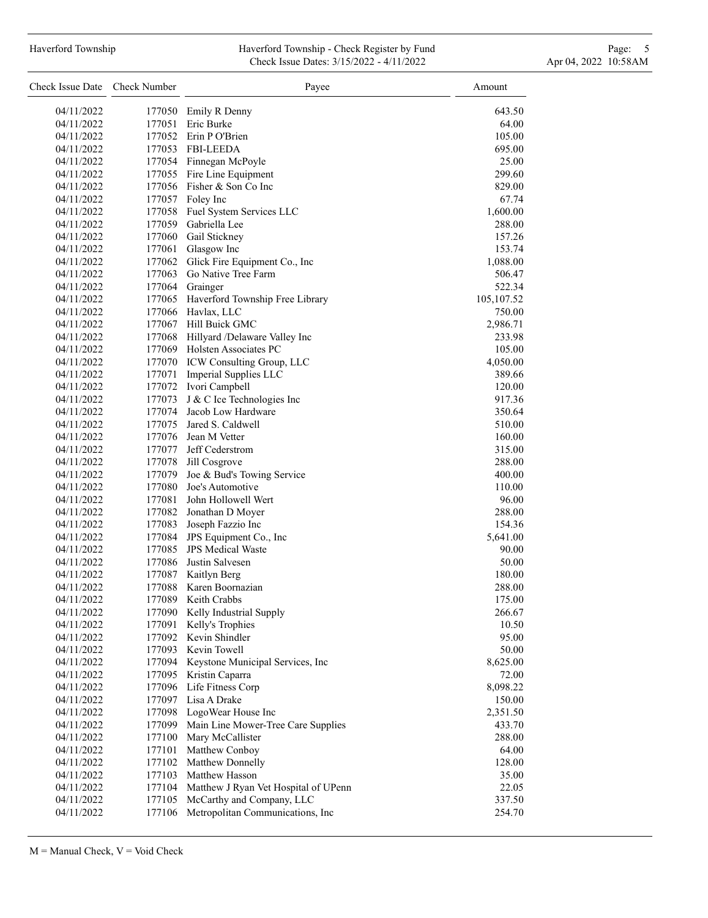| Check Issue Date | Check Number | Payee | Amount |
|---|---|---|---|
| 04/11/2022 | 177050 | Emily R Denny | 643.50 |
| 04/11/2022 | 177051 | Eric Burke | 64.00 |
| 04/11/2022 | 177052 | Erin P O'Brien | 105.00 |
| 04/11/2022 | 177053 | FBI-LEEDA | 695.00 |
| 04/11/2022 | 177054 | Finnegan McPoyle | 25.00 |
| 04/11/2022 | 177055 | Fire Line Equipment | 299.60 |
| 04/11/2022 | 177056 | Fisher & Son Co Inc | 829.00 |
| 04/11/2022 | 177057 | Foley Inc | 67.74 |
| 04/11/2022 | 177058 | Fuel System Services LLC | 1,600.00 |
| 04/11/2022 | 177059 | Gabriella Lee | 288.00 |
| 04/11/2022 | 177060 | Gail Stickney | 157.26 |
| 04/11/2022 | 177061 | Glasgow Inc | 153.74 |
| 04/11/2022 | 177062 | Glick Fire Equipment Co., Inc | 1,088.00 |
| 04/11/2022 | 177063 | Go Native Tree Farm | 506.47 |
| 04/11/2022 | 177064 | Grainger | 522.34 |
| 04/11/2022 | 177065 | Haverford Township Free Library | 105,107.52 |
| 04/11/2022 | 177066 | Havlax, LLC | 750.00 |
| 04/11/2022 | 177067 | Hill Buick GMC | 2,986.71 |
| 04/11/2022 | 177068 | Hillyard /Delaware Valley Inc | 233.98 |
| 04/11/2022 | 177069 | Holsten Associates PC | 105.00 |
| 04/11/2022 | 177070 | ICW Consulting Group, LLC | 4,050.00 |
| 04/11/2022 | 177071 | Imperial Supplies LLC | 389.66 |
| 04/11/2022 | 177072 | Ivori Campbell | 120.00 |
| 04/11/2022 | 177073 | J & C Ice Technologies Inc | 917.36 |
| 04/11/2022 | 177074 | Jacob Low Hardware | 350.64 |
| 04/11/2022 | 177075 | Jared S. Caldwell | 510.00 |
| 04/11/2022 | 177076 | Jean M Vetter | 160.00 |
| 04/11/2022 | 177077 | Jeff Cederstrom | 315.00 |
| 04/11/2022 | 177078 | Jill Cosgrove | 288.00 |
| 04/11/2022 | 177079 | Joe & Bud's Towing Service | 400.00 |
| 04/11/2022 | 177080 | Joe's Automotive | 110.00 |
| 04/11/2022 | 177081 | John Hollowell Wert | 96.00 |
| 04/11/2022 | 177082 | Jonathan D Moyer | 288.00 |
| 04/11/2022 | 177083 | Joseph Fazzio Inc | 154.36 |
| 04/11/2022 | 177084 | JPS Equipment Co., Inc | 5,641.00 |
| 04/11/2022 | 177085 | JPS Medical Waste | 90.00 |
| 04/11/2022 | 177086 | Justin Salvesen | 50.00 |
| 04/11/2022 | 177087 | Kaitlyn Berg | 180.00 |
| 04/11/2022 | 177088 | Karen Boornazian | 288.00 |
| 04/11/2022 | 177089 | Keith Crabbs | 175.00 |
| 04/11/2022 | 177090 | Kelly Industrial Supply | 266.67 |
| 04/11/2022 | 177091 | Kelly's Trophies | 10.50 |
| 04/11/2022 | 177092 | Kevin Shindler | 95.00 |
| 04/11/2022 | 177093 | Kevin Towell | 50.00 |
| 04/11/2022 | 177094 | Keystone Municipal Services, Inc | 8,625.00 |
| 04/11/2022 | 177095 | Kristin Caparra | 72.00 |
| 04/11/2022 | 177096 | Life Fitness Corp | 8,098.22 |
| 04/11/2022 | 177097 | Lisa A Drake | 150.00 |
| 04/11/2022 | 177098 | LogoWear House Inc | 2,351.50 |
| 04/11/2022 | 177099 | Main Line Mower-Tree Care Supplies | 433.70 |
| 04/11/2022 | 177100 | Mary McCallister | 288.00 |
| 04/11/2022 | 177101 | Matthew Conboy | 64.00 |
| 04/11/2022 | 177102 | Matthew Donnelly | 128.00 |
| 04/11/2022 | 177103 | Matthew Hasson | 35.00 |
| 04/11/2022 | 177104 | Matthew J Ryan Vet Hospital of UPenn | 22.05 |
| 04/11/2022 | 177105 | McCarthy and Company, LLC | 337.50 |
| 04/11/2022 | 177106 | Metropolitan Communications, Inc | 254.70 |

M = Manual Check, V = Void Check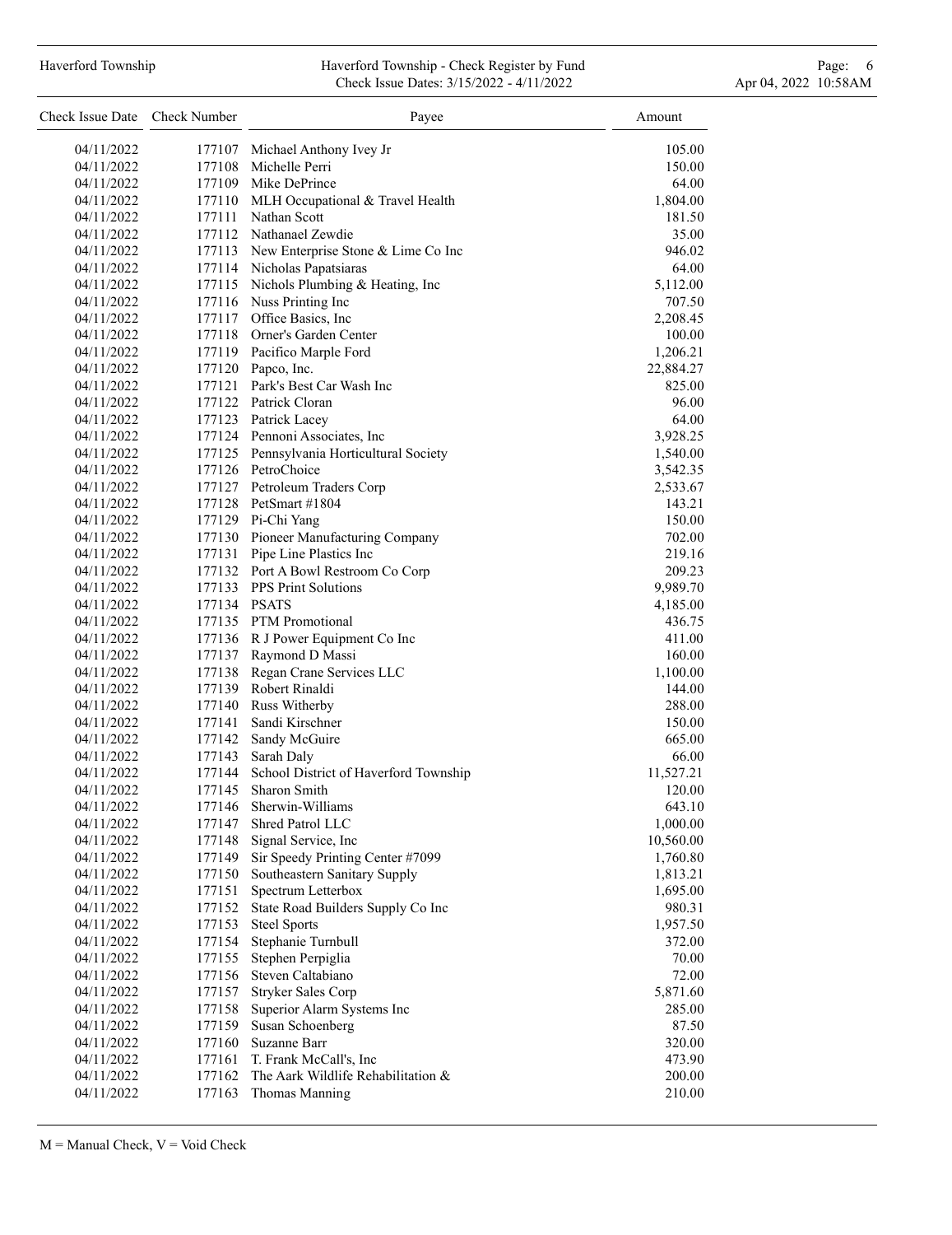| Check Issue Date | Check Number | Payee | Amount |
|---|---|---|---|
| 04/11/2022 | 177107 | Michael Anthony Ivey Jr | 105.00 |
| 04/11/2022 | 177108 | Michelle Perri | 150.00 |
| 04/11/2022 | 177109 | Mike DePrince | 64.00 |
| 04/11/2022 | 177110 | MLH Occupational & Travel Health | 1,804.00 |
| 04/11/2022 | 177111 | Nathan Scott | 181.50 |
| 04/11/2022 | 177112 | Nathanael Zewdie | 35.00 |
| 04/11/2022 | 177113 | New Enterprise Stone & Lime Co Inc | 946.02 |
| 04/11/2022 | 177114 | Nicholas Papatsiaras | 64.00 |
| 04/11/2022 | 177115 | Nichols Plumbing & Heating, Inc | 5,112.00 |
| 04/11/2022 | 177116 | Nuss Printing Inc | 707.50 |
| 04/11/2022 | 177117 | Office Basics, Inc | 2,208.45 |
| 04/11/2022 | 177118 | Orner's Garden Center | 100.00 |
| 04/11/2022 | 177119 | Pacifico Marple Ford | 1,206.21 |
| 04/11/2022 | 177120 | Papco, Inc. | 22,884.27 |
| 04/11/2022 | 177121 | Park's Best Car Wash Inc | 825.00 |
| 04/11/2022 | 177122 | Patrick Cloran | 96.00 |
| 04/11/2022 | 177123 | Patrick Lacey | 64.00 |
| 04/11/2022 | 177124 | Pennoni Associates, Inc | 3,928.25 |
| 04/11/2022 | 177125 | Pennsylvania Horticultural Society | 1,540.00 |
| 04/11/2022 | 177126 | PetroChoice | 3,542.35 |
| 04/11/2022 | 177127 | Petroleum Traders Corp | 2,533.67 |
| 04/11/2022 | 177128 | PetSmart #1804 | 143.21 |
| 04/11/2022 | 177129 | Pi-Chi Yang | 150.00 |
| 04/11/2022 | 177130 | Pioneer Manufacturing Company | 702.00 |
| 04/11/2022 | 177131 | Pipe Line Plastics Inc | 219.16 |
| 04/11/2022 | 177132 | Port A Bowl Restroom Co Corp | 209.23 |
| 04/11/2022 | 177133 | PPS Print Solutions | 9,989.70 |
| 04/11/2022 | 177134 | PSATS | 4,185.00 |
| 04/11/2022 | 177135 | PTM Promotional | 436.75 |
| 04/11/2022 | 177136 | R J Power Equipment Co Inc | 411.00 |
| 04/11/2022 | 177137 | Raymond D Massi | 160.00 |
| 04/11/2022 | 177138 | Regan Crane Services LLC | 1,100.00 |
| 04/11/2022 | 177139 | Robert Rinaldi | 144.00 |
| 04/11/2022 | 177140 | Russ Witherby | 288.00 |
| 04/11/2022 | 177141 | Sandi Kirschner | 150.00 |
| 04/11/2022 | 177142 | Sandy McGuire | 665.00 |
| 04/11/2022 | 177143 | Sarah Daly | 66.00 |
| 04/11/2022 | 177144 | School District of Haverford Township | 11,527.21 |
| 04/11/2022 | 177145 | Sharon Smith | 120.00 |
| 04/11/2022 | 177146 | Sherwin-Williams | 643.10 |
| 04/11/2022 | 177147 | Shred Patrol LLC | 1,000.00 |
| 04/11/2022 | 177148 | Signal Service, Inc | 10,560.00 |
| 04/11/2022 | 177149 | Sir Speedy Printing Center #7099 | 1,760.80 |
| 04/11/2022 | 177150 | Southeastern Sanitary Supply | 1,813.21 |
| 04/11/2022 | 177151 | Spectrum Letterbox | 1,695.00 |
| 04/11/2022 | 177152 | State Road Builders Supply Co Inc | 980.31 |
| 04/11/2022 | 177153 | Steel Sports | 1,957.50 |
| 04/11/2022 | 177154 | Stephanie Turnbull | 372.00 |
| 04/11/2022 | 177155 | Stephen Perpiglia | 70.00 |
| 04/11/2022 | 177156 | Steven Caltabiano | 72.00 |
| 04/11/2022 | 177157 | Stryker Sales Corp | 5,871.60 |
| 04/11/2022 | 177158 | Superior Alarm Systems Inc | 285.00 |
| 04/11/2022 | 177159 | Susan Schoenberg | 87.50 |
| 04/11/2022 | 177160 | Suzanne Barr | 320.00 |
| 04/11/2022 | 177161 | T. Frank McCall's, Inc | 473.90 |
| 04/11/2022 | 177162 | The Aark Wildlife Rehabilitation & | 200.00 |
| 04/11/2022 | 177163 | Thomas Manning | 210.00 |

M = Manual Check, V = Void Check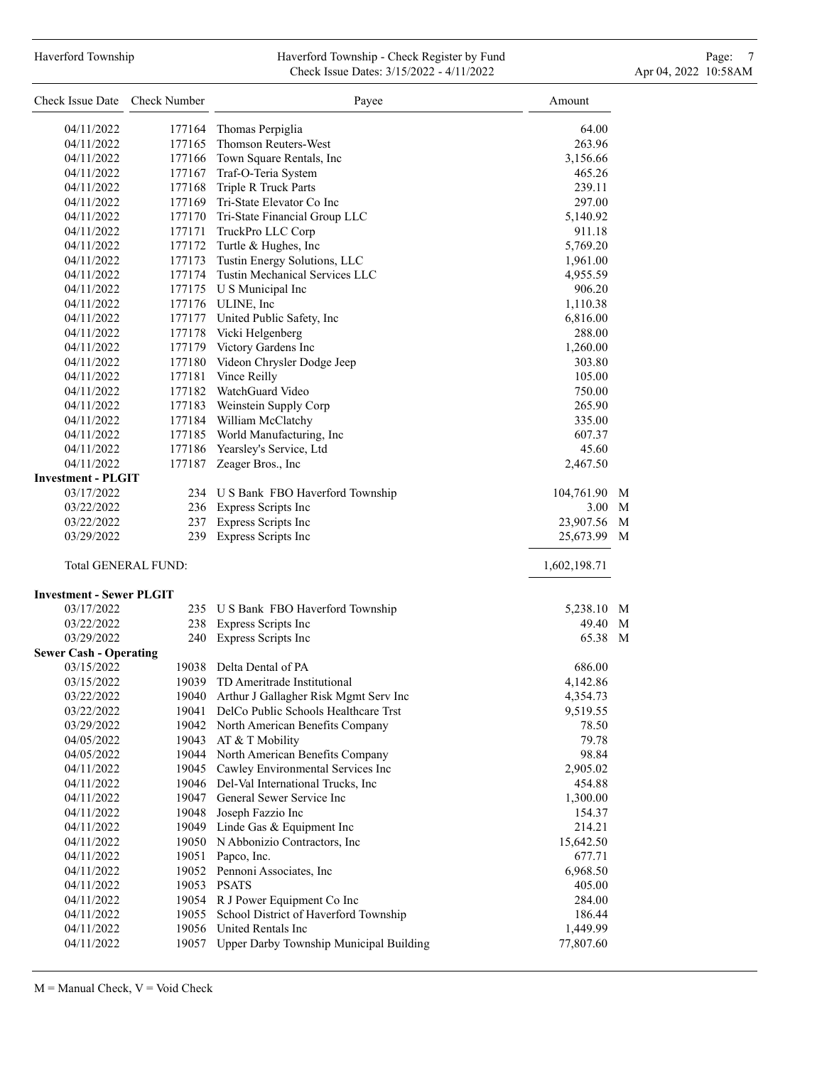| Check Issue Date | Check Number | Payee | Amount | |
|---|---|---|---|---|
| 04/11/2022 | 177164 | Thomas Perpiglia | 64.00 | |
| 04/11/2022 | 177165 | Thomson Reuters-West | 263.96 | |
| 04/11/2022 | 177166 | Town Square Rentals, Inc | 3,156.66 | |
| 04/11/2022 | 177167 | Traf-O-Teria System | 465.26 | |
| 04/11/2022 | 177168 | Triple R Truck Parts | 239.11 | |
| 04/11/2022 | 177169 | Tri-State Elevator Co Inc | 297.00 | |
| 04/11/2022 | 177170 | Tri-State Financial Group LLC | 5,140.92 | |
| 04/11/2022 | 177171 | TruckPro LLC Corp | 911.18 | |
| 04/11/2022 | 177172 | Turtle & Hughes, Inc | 5,769.20 | |
| 04/11/2022 | 177173 | Tustin Energy Solutions, LLC | 1,961.00 | |
| 04/11/2022 | 177174 | Tustin Mechanical Services LLC | 4,955.59 | |
| 04/11/2022 | 177175 | U S Municipal Inc | 906.20 | |
| 04/11/2022 | 177176 | ULINE, Inc | 1,110.38 | |
| 04/11/2022 | 177177 | United Public Safety, Inc | 6,816.00 | |
| 04/11/2022 | 177178 | Vicki Helgenberg | 288.00 | |
| 04/11/2022 | 177179 | Victory Gardens Inc | 1,260.00 | |
| 04/11/2022 | 177180 | Videon Chrysler Dodge Jeep | 303.80 | |
| 04/11/2022 | 177181 | Vince Reilly | 105.00 | |
| 04/11/2022 | 177182 | WatchGuard Video | 750.00 | |
| 04/11/2022 | 177183 | Weinstein Supply Corp | 265.90 | |
| 04/11/2022 | 177184 | William McClatchy | 335.00 | |
| 04/11/2022 | 177185 | World Manufacturing, Inc | 607.37 | |
| 04/11/2022 | 177186 | Yearsley's Service, Ltd | 45.60 | |
| 04/11/2022 | 177187 | Zeager Bros., Inc | 2,467.50 | |
| **Investment - PLGIT** | | | | |
| 03/17/2022 | 234 | U S Bank FBO Haverford Township | 104,761.90 | M |
| 03/22/2022 | 236 | Express Scripts Inc | 3.00 | M |
| 03/22/2022 | 237 | Express Scripts Inc | 23,907.56 | M |
| 03/29/2022 | 239 | Express Scripts Inc | 25,673.99 | M |
| Total GENERAL FUND: | | | 1,602,198.71 | |
| **Investment - Sewer PLGIT** | | | | |
| 03/17/2022 | 235 | U S Bank FBO Haverford Township | 5,238.10 | M |
| 03/22/2022 | 238 | Express Scripts Inc | 49.40 | M |
| 03/29/2022 | 240 | Express Scripts Inc | 65.38 | M |
| **Sewer Cash - Operating** | | | | |
| 03/15/2022 | 19038 | Delta Dental of PA | 686.00 | |
| 03/15/2022 | 19039 | TD Ameritrade Institutional | 4,142.86 | |
| 03/22/2022 | 19040 | Arthur J Gallagher Risk Mgmt Serv Inc | 4,354.73 | |
| 03/22/2022 | 19041 | DelCo Public Schools Healthcare Trst | 9,519.55 | |
| 03/29/2022 | 19042 | North American Benefits Company | 78.50 | |
| 04/05/2022 | 19043 | AT & T Mobility | 79.78 | |
| 04/05/2022 | 19044 | North American Benefits Company | 98.84 | |
| 04/11/2022 | 19045 | Cawley Environmental Services Inc | 2,905.02 | |
| 04/11/2022 | 19046 | Del-Val International Trucks, Inc | 454.88 | |
| 04/11/2022 | 19047 | General Sewer Service Inc | 1,300.00 | |
| 04/11/2022 | 19048 | Joseph Fazzio Inc | 154.37 | |
| 04/11/2022 | 19049 | Linde Gas & Equipment Inc | 214.21 | |
| 04/11/2022 | 19050 | N Abbonizio Contractors, Inc | 15,642.50 | |
| 04/11/2022 | 19051 | Papco, Inc. | 677.71 | |
| 04/11/2022 | 19052 | Pennoni Associates, Inc | 6,968.50 | |
| 04/11/2022 | 19053 | PSATS | 405.00 | |
| 04/11/2022 | 19054 | R J Power Equipment Co Inc | 284.00 | |
| 04/11/2022 | 19055 | School District of Haverford Township | 186.44 | |
| 04/11/2022 | 19056 | United Rentals Inc | 1,449.99 | |
| 04/11/2022 | 19057 | Upper Darby Township Municipal Building | 77,807.60 | |

M = Manual Check, V = Void Check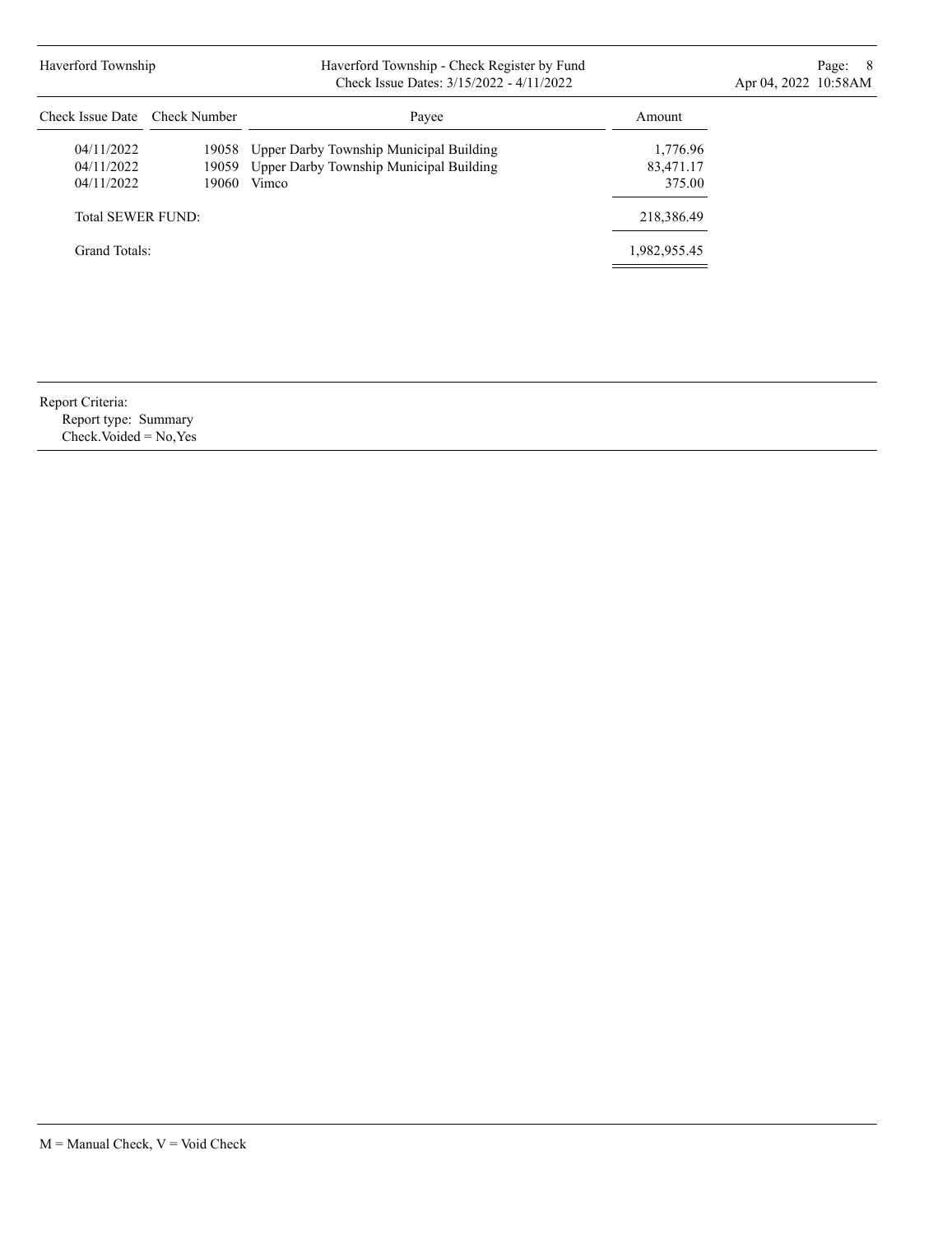| Check Issue Date | Check Number | Payee | Amount |
| --- | --- | --- | --- |
| 04/11/2022 | 19058 | Upper Darby Township Municipal Building | 1,776.96 |
| 04/11/2022 | 19059 | Upper Darby Township Municipal Building | 83,471.17 |
| 04/11/2022 | 19060 | Vimco | 375.00 |
| Total SEWER FUND: | | | 218,386.49 |
| Grand Totals: | | | 1,982,955.45 |

Report Criteria:
Report type: Summary
Check.Voided = No,Yes

M = Manual Check, V = Void Check